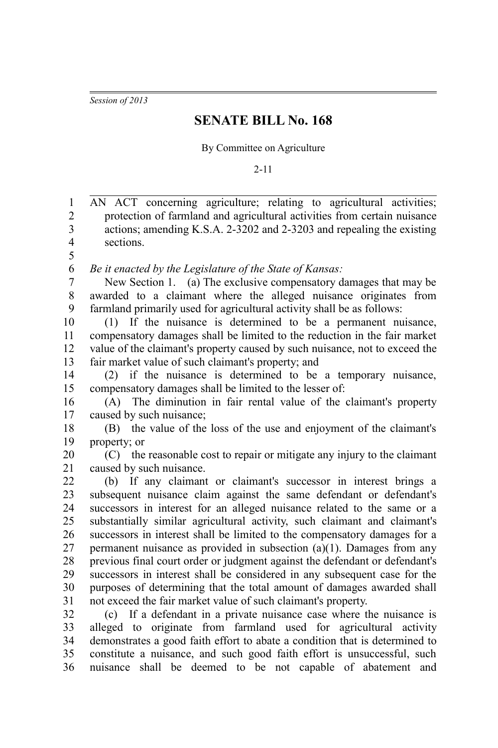*Session of 2013*

# SENATE BILL No. 168

By Committee on Agriculture

2-11

AN ACT concerning agriculture; relating to agricultural activities; protection of farmland and agricultural activities from certain nuisance actions; amending K.S.A. 2-3202 and 2-3203 and repealing the existing sections.

*Be it enacted by the Legislature of the State of Kansas:*

New Section 1. (a) The exclusive compensatory damages that may be awarded to a claimant where the alleged nuisance originates from farmland primarily used for agricultural activity shall be as follows:

(1) If the nuisance is determined to be a permanent nuisance, compensatory damages shall be limited to the reduction in the fair market value of the claimant's property caused by such nuisance, not to exceed the fair market value of such claimant's property; and

(2) if the nuisance is determined to be a temporary nuisance, compensatory damages shall be limited to the lesser of:

(A) The diminution in fair rental value of the claimant's property caused by such nuisance;

(B) the value of the loss of the use and enjoyment of the claimant's property; or

(C) the reasonable cost to repair or mitigate any injury to the claimant caused by such nuisance.

(b) If any claimant or claimant's successor in interest brings a subsequent nuisance claim against the same defendant or defendant's successors in interest for an alleged nuisance related to the same or a substantially similar agricultural activity, such claimant and claimant's successors in interest shall be limited to the compensatory damages for a permanent nuisance as provided in subsection (a)(1). Damages from any previous final court order or judgment against the defendant or defendant's successors in interest shall be considered in any subsequent case for the purposes of determining that the total amount of damages awarded shall not exceed the fair market value of such claimant's property.

(c) If a defendant in a private nuisance case where the nuisance is alleged to originate from farmland used for agricultural activity demonstrates a good faith effort to abate a condition that is determined to constitute a nuisance, and such good faith effort is unsuccessful, such nuisance shall be deemed to be not capable of abatement and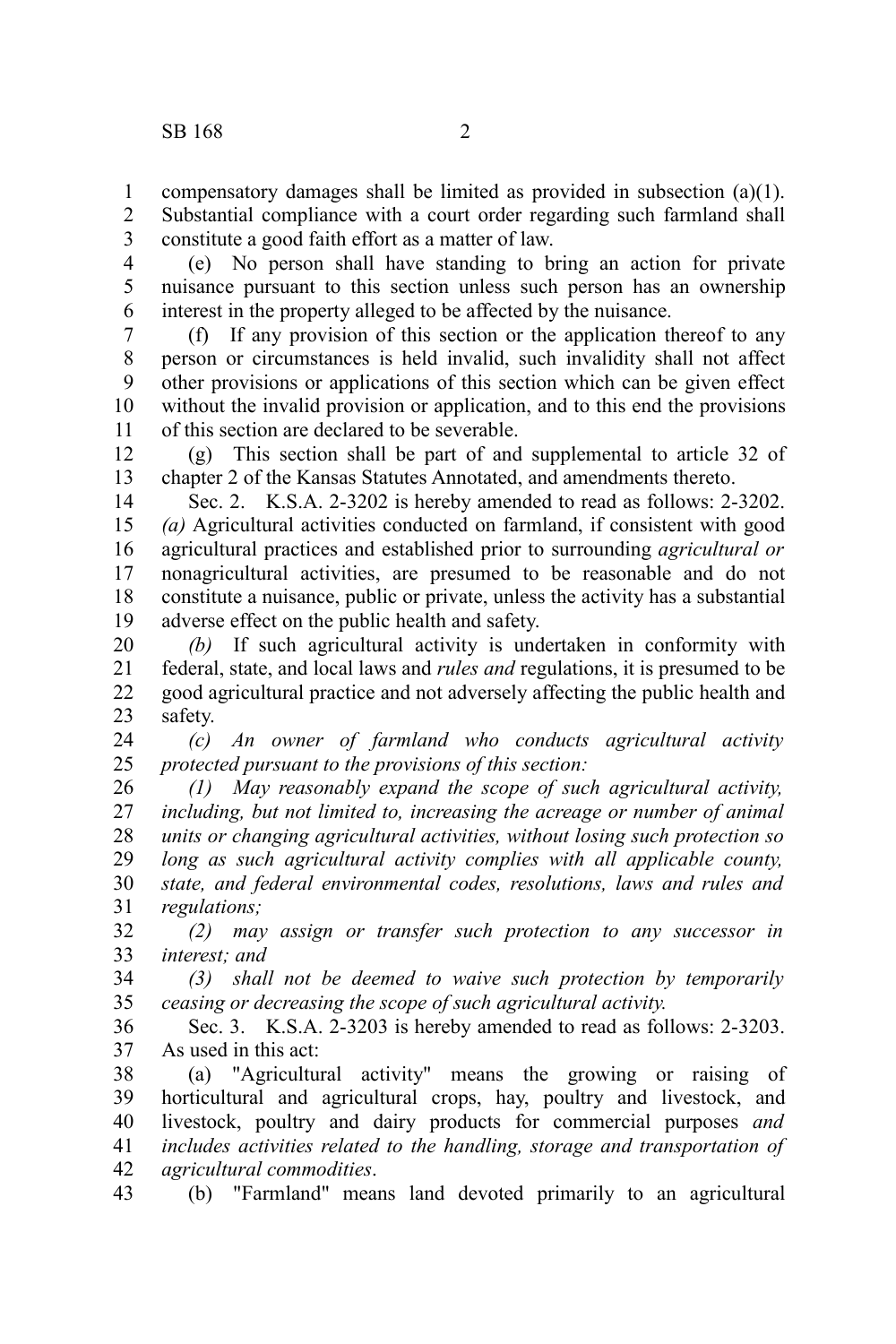compensatory damages shall be limited as provided in subsection (a)(1). Substantial compliance with a court order regarding such farmland shall constitute a good faith effort as a matter of law.

(e) No person shall have standing to bring an action for private nuisance pursuant to this section unless such person has an ownership interest in the property alleged to be affected by the nuisance.

(f) If any provision of this section or the application thereof to any person or circumstances is held invalid, such invalidity shall not affect other provisions or applications of this section which can be given effect without the invalid provision or application, and to this end the provisions of this section are declared to be severable.

(g) This section shall be part of and supplemental to article 32 of chapter 2 of the Kansas Statutes Annotated, and amendments thereto.

Sec. 2. K.S.A. 2-3202 is hereby amended to read as follows: 2-3202. *(a)* Agricultural activities conducted on farmland, if consistent with good agricultural practices and established prior to surrounding *agricultural or* nonagricultural activities, are presumed to be reasonable and do not constitute a nuisance, public or private, unless the activity has a substantial adverse effect on the public health and safety.

*(b)* If such agricultural activity is undertaken in conformity with federal, state, and local laws and *rules and* regulations, it is presumed to be good agricultural practice and not adversely affecting the public health and safety.

*(c) An owner of farmland who conducts agricultural activity protected pursuant to the provisions of this section:*

*(1) May reasonably expand the scope of such agricultural activity, including, but not limited to, increasing the acreage or number of animal units or changing agricultural activities, without losing such protection so long as such agricultural activity complies with all applicable county, state, and federal environmental codes, resolutions, laws and rules and regulations;*

*(2) may assign or transfer such protection to any successor in interest; and*

*(3) shall not be deemed to waive such protection by temporarily ceasing or decreasing the scope of such agricultural activity.*

Sec. 3. K.S.A. 2-3203 is hereby amended to read as follows: 2-3203. As used in this act:

(a) "Agricultural activity" means the growing or raising of horticultural and agricultural crops, hay, poultry and livestock, and livestock, poultry and dairy products for commercial purposes *and includes activities related to the handling, storage and transportation of agricultural commodities*.

(b) "Farmland" means land devoted primarily to an agricultural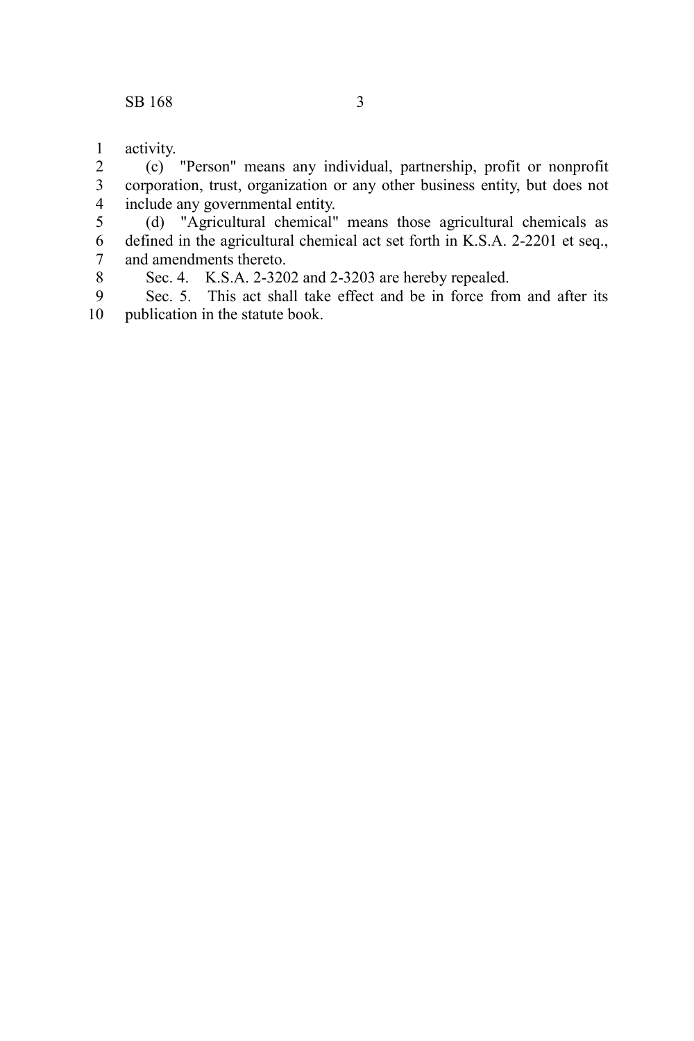activity.

(c) "Person" means any individual, partnership, profit or nonprofit corporation, trust, organization or any other business entity, but does not include any governmental entity.

(d) "Agricultural chemical" means those agricultural chemicals as defined in the agricultural chemical act set forth in K.S.A. 2-2201 et seq., and amendments thereto.

Sec. 4. K.S.A. 2-3202 and 2-3203 are hereby repealed.

Sec. 5. This act shall take effect and be in force from and after its publication in the statute book.